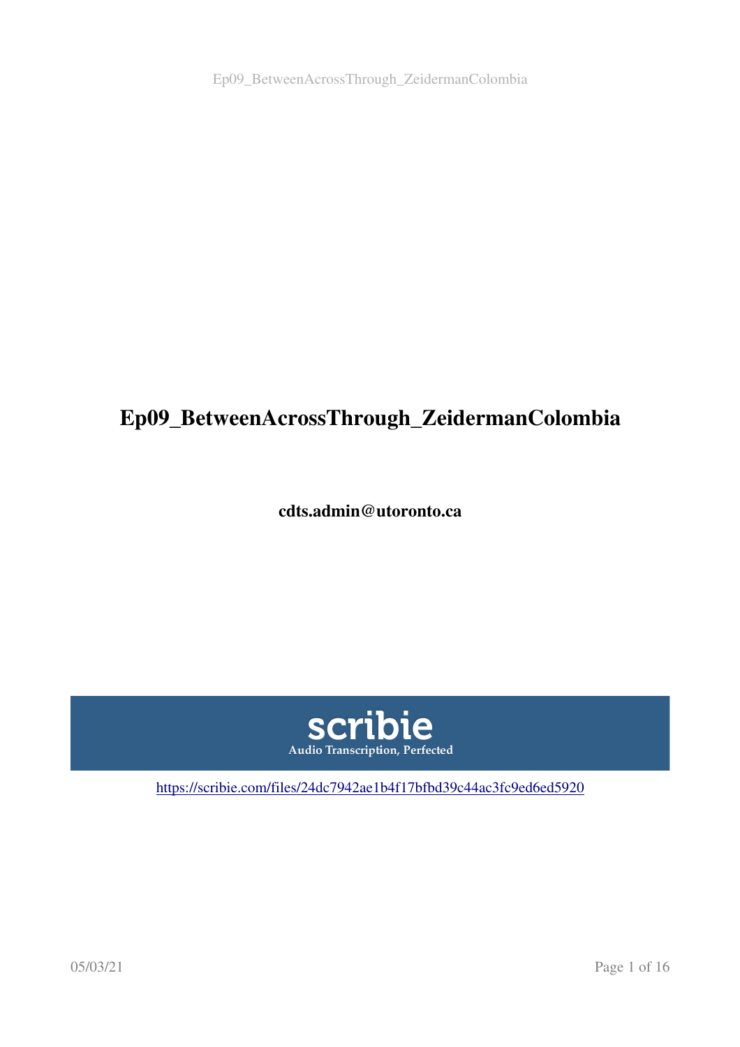# Ep09_BetweenAcrossThrough_ZeidermanColombia

**cdts.admin@utoronto.ca**

scribie
Audio Transcription, Perfected

https://scribie.com/files/24dc7942ae1b4f17bfbd39c44ac3fc9ed6ed5920

05/03/21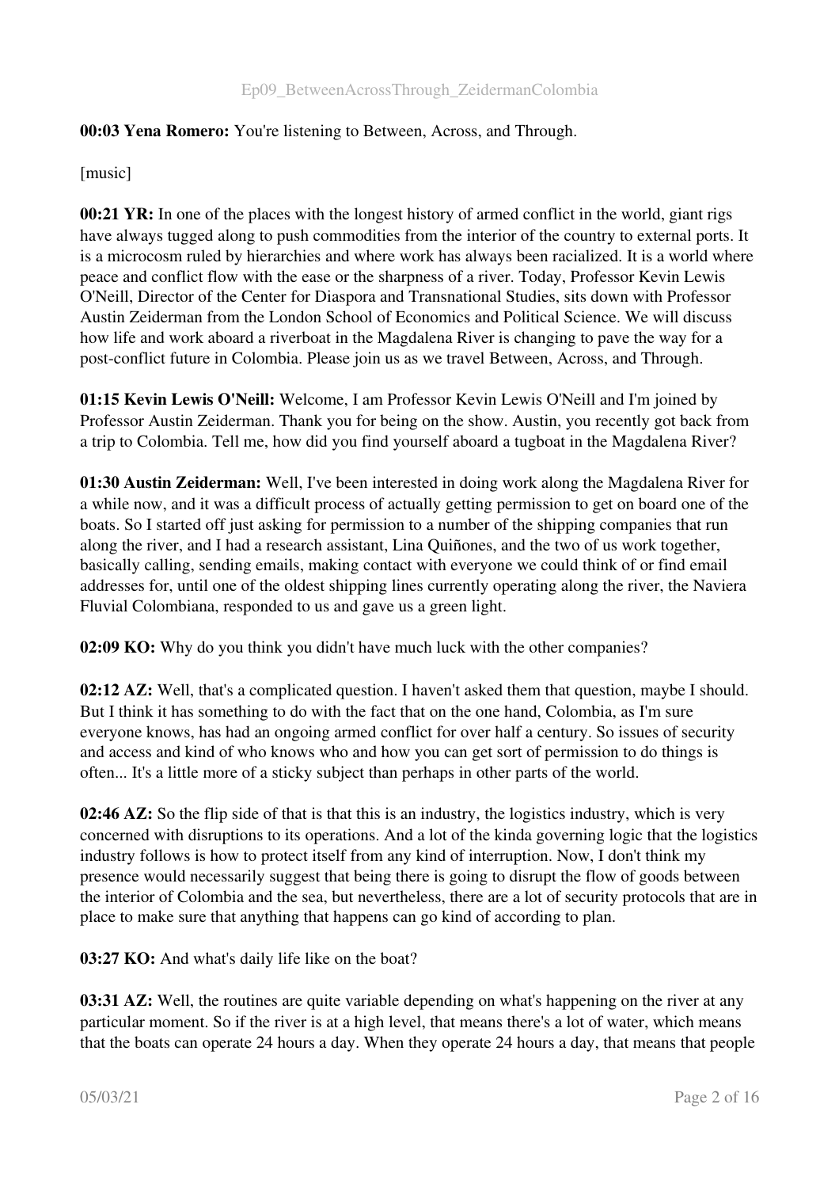**00:03 Yena Romero:** You're listening to Between, Across, and Through.

[music]

**00:21 YR:** In one of the places with the longest history of armed conflict in the world, giant rigs have always tugged along to push commodities from the interior of the country to external ports. It is a microcosm ruled by hierarchies and where work has always been racialized. It is a world where peace and conflict flow with the ease or the sharpness of a river. Today, Professor Kevin Lewis O'Neill, Director of the Center for Diaspora and Transnational Studies, sits down with Professor Austin Zeiderman from the London School of Economics and Political Science. We will discuss how life and work aboard a riverboat in the Magdalena River is changing to pave the way for a post-conflict future in Colombia. Please join us as we travel Between, Across, and Through.

**01:15 Kevin Lewis O'Neill:** Welcome, I am Professor Kevin Lewis O'Neill and I'm joined by Professor Austin Zeiderman. Thank you for being on the show. Austin, you recently got back from a trip to Colombia. Tell me, how did you find yourself aboard a tugboat in the Magdalena River?

**01:30 Austin Zeiderman:** Well, I've been interested in doing work along the Magdalena River for a while now, and it was a difficult process of actually getting permission to get on board one of the boats. So I started off just asking for permission to a number of the shipping companies that run along the river, and I had a research assistant, Lina Quiñones, and the two of us work together, basically calling, sending emails, making contact with everyone we could think of or find email addresses for, until one of the oldest shipping lines currently operating along the river, the Naviera Fluvial Colombiana, responded to us and gave us a green light.

**02:09 KO:** Why do you think you didn't have much luck with the other companies?

**02:12 AZ:** Well, that's a complicated question. I haven't asked them that question, maybe I should. But I think it has something to do with the fact that on the one hand, Colombia, as I'm sure everyone knows, has had an ongoing armed conflict for over half a century. So issues of security and access and kind of who knows who and how you can get sort of permission to do things is often... It's a little more of a sticky subject than perhaps in other parts of the world.

**02:46 AZ:** So the flip side of that is that this is an industry, the logistics industry, which is very concerned with disruptions to its operations. And a lot of the kinda governing logic that the logistics industry follows is how to protect itself from any kind of interruption. Now, I don't think my presence would necessarily suggest that being there is going to disrupt the flow of goods between the interior of Colombia and the sea, but nevertheless, there are a lot of security protocols that are in place to make sure that anything that happens can go kind of according to plan.

**03:27 KO:** And what's daily life like on the boat?

**03:31 AZ:** Well, the routines are quite variable depending on what's happening on the river at any particular moment. So if the river is at a high level, that means there's a lot of water, which means that the boats can operate 24 hours a day. When they operate 24 hours a day, that means that people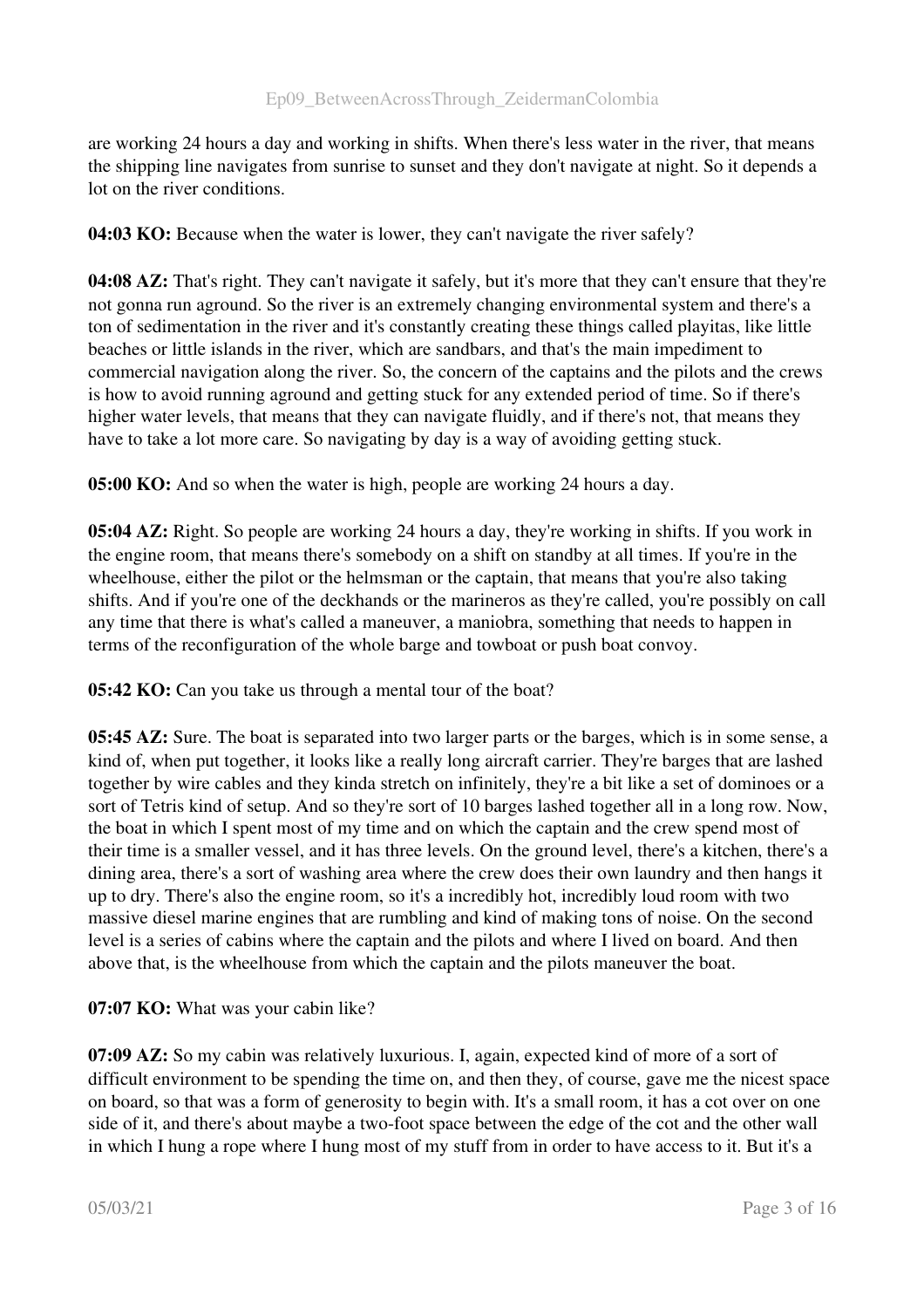are working 24 hours a day and working in shifts. When there's less water in the river, that means the shipping line navigates from sunrise to sunset and they don't navigate at night. So it depends a lot on the river conditions.

**04:03 KO:** Because when the water is lower, they can't navigate the river safely?

**04:08 AZ:** That's right. They can't navigate it safely, but it's more that they can't ensure that they're not gonna run aground. So the river is an extremely changing environmental system and there's a ton of sedimentation in the river and it's constantly creating these things called playitas, like little beaches or little islands in the river, which are sandbars, and that's the main impediment to commercial navigation along the river. So, the concern of the captains and the pilots and the crews is how to avoid running aground and getting stuck for any extended period of time. So if there's higher water levels, that means that they can navigate fluidly, and if there's not, that means they have to take a lot more care. So navigating by day is a way of avoiding getting stuck.

**05:00 KO:** And so when the water is high, people are working 24 hours a day.

**05:04 AZ:** Right. So people are working 24 hours a day, they're working in shifts. If you work in the engine room, that means there's somebody on a shift on standby at all times. If you're in the wheelhouse, either the pilot or the helmsman or the captain, that means that you're also taking shifts. And if you're one of the deckhands or the marineros as they're called, you're possibly on call any time that there is what's called a maneuver, a maniobra, something that needs to happen in terms of the reconfiguration of the whole barge and towboat or push boat convoy.

**05:42 KO:** Can you take us through a mental tour of the boat?

**05:45 AZ:** Sure. The boat is separated into two larger parts or the barges, which is in some sense, a kind of, when put together, it looks like a really long aircraft carrier. They're barges that are lashed together by wire cables and they kinda stretch on infinitely, they're a bit like a set of dominoes or a sort of Tetris kind of setup. And so they're sort of 10 barges lashed together all in a long row. Now, the boat in which I spent most of my time and on which the captain and the crew spend most of their time is a smaller vessel, and it has three levels. On the ground level, there's a kitchen, there's a dining area, there's a sort of washing area where the crew does their own laundry and then hangs it up to dry. There's also the engine room, so it's a incredibly hot, incredibly loud room with two massive diesel marine engines that are rumbling and kind of making tons of noise. On the second level is a series of cabins where the captain and the pilots and where I lived on board. And then above that, is the wheelhouse from which the captain and the pilots maneuver the boat.

**07:07 KO:** What was your cabin like?

**07:09 AZ:** So my cabin was relatively luxurious. I, again, expected kind of more of a sort of difficult environment to be spending the time on, and then they, of course, gave me the nicest space on board, so that was a form of generosity to begin with. It's a small room, it has a cot over on one side of it, and there's about maybe a two-foot space between the edge of the cot and the other wall in which I hung a rope where I hung most of my stuff from in order to have access to it. But it's a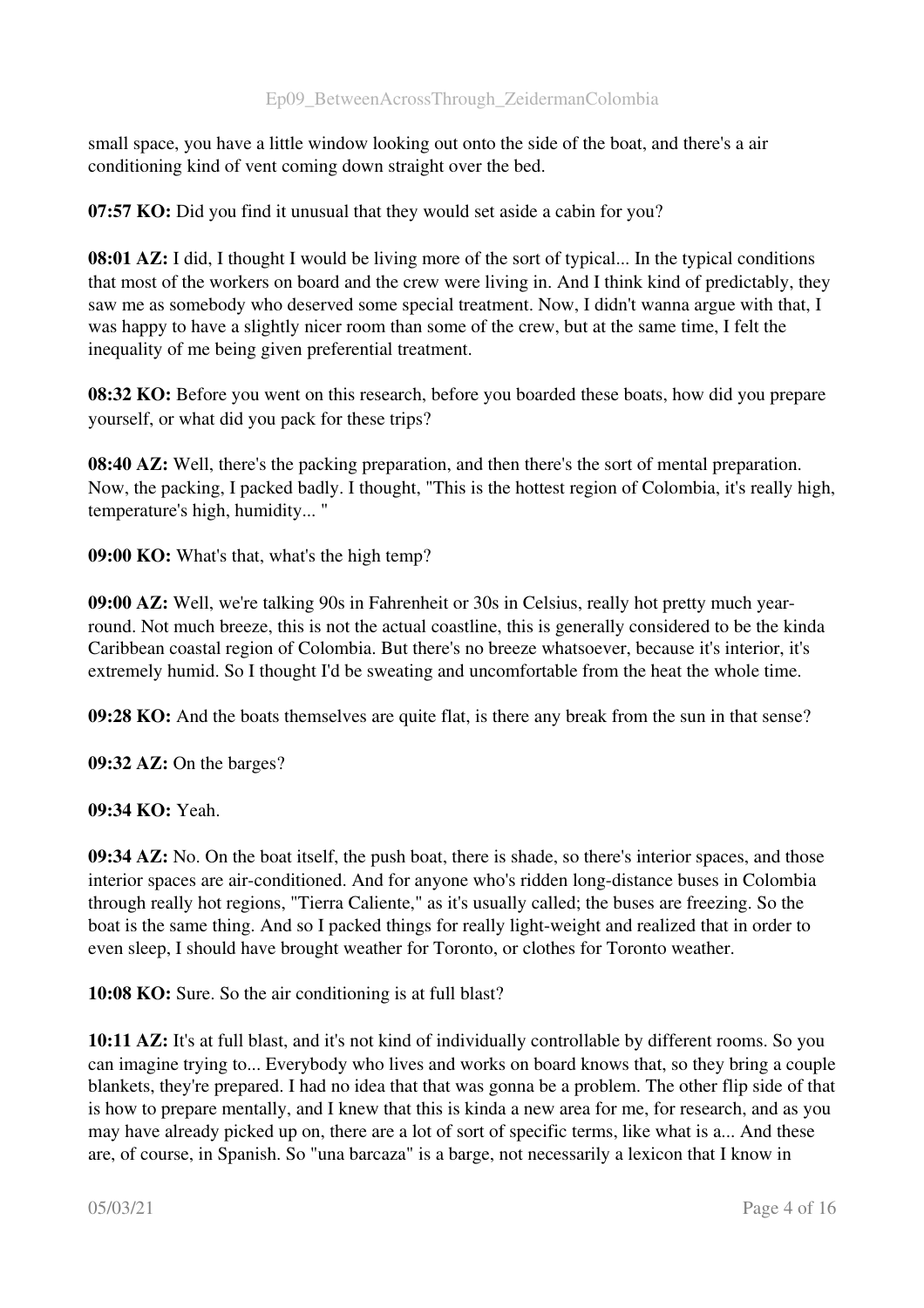small space, you have a little window looking out onto the side of the boat, and there's a air conditioning kind of vent coming down straight over the bed.

**07:57 KO:** Did you find it unusual that they would set aside a cabin for you?

**08:01 AZ:** I did, I thought I would be living more of the sort of typical... In the typical conditions that most of the workers on board and the crew were living in. And I think kind of predictably, they saw me as somebody who deserved some special treatment. Now, I didn't wanna argue with that, I was happy to have a slightly nicer room than some of the crew, but at the same time, I felt the inequality of me being given preferential treatment.

**08:32 KO:** Before you went on this research, before you boarded these boats, how did you prepare yourself, or what did you pack for these trips?

**08:40 AZ:** Well, there's the packing preparation, and then there's the sort of mental preparation. Now, the packing, I packed badly. I thought, "This is the hottest region of Colombia, it's really high, temperature's high, humidity... "

**09:00 KO:** What's that, what's the high temp?

**09:00 AZ:** Well, we're talking 90s in Fahrenheit or 30s in Celsius, really hot pretty much year-round. Not much breeze, this is not the actual coastline, this is generally considered to be the kinda Caribbean coastal region of Colombia. But there's no breeze whatsoever, because it's interior, it's extremely humid. So I thought I'd be sweating and uncomfortable from the heat the whole time.

**09:28 KO:** And the boats themselves are quite flat, is there any break from the sun in that sense?

**09:32 AZ:** On the barges?

**09:34 KO:** Yeah.

**09:34 AZ:** No. On the boat itself, the push boat, there is shade, so there's interior spaces, and those interior spaces are air-conditioned. And for anyone who's ridden long-distance buses in Colombia through really hot regions, "Tierra Caliente," as it's usually called; the buses are freezing. So the boat is the same thing. And so I packed things for really light-weight and realized that in order to even sleep, I should have brought weather for Toronto, or clothes for Toronto weather.

**10:08 KO:** Sure. So the air conditioning is at full blast?

**10:11 AZ:** It's at full blast, and it's not kind of individually controllable by different rooms. So you can imagine trying to... Everybody who lives and works on board knows that, so they bring a couple blankets, they're prepared. I had no idea that that was gonna be a problem. The other flip side of that is how to prepare mentally, and I knew that this is kinda a new area for me, for research, and as you may have already picked up on, there are a lot of sort of specific terms, like what is a... And these are, of course, in Spanish. So "una barcaza" is a barge, not necessarily a lexicon that I know in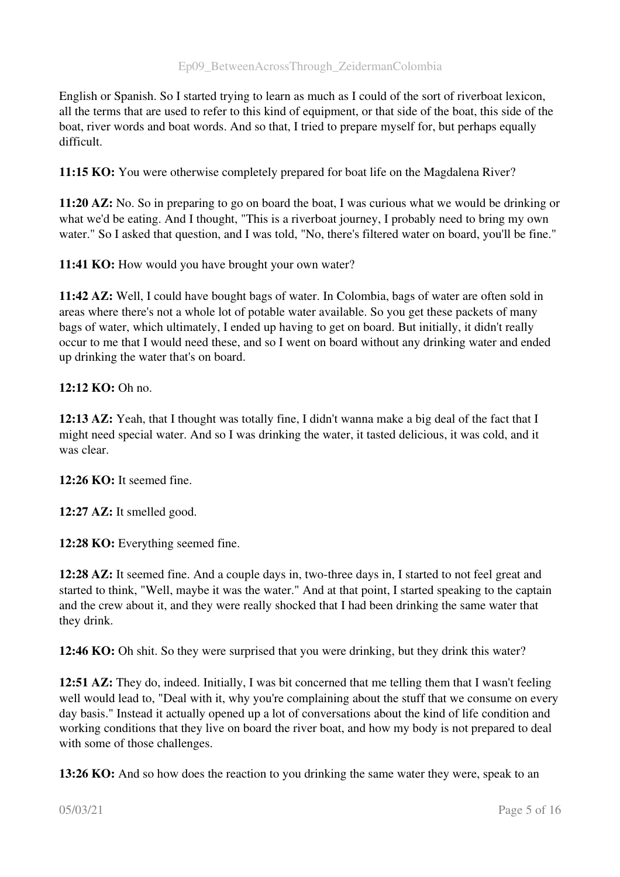English or Spanish. So I started trying to learn as much as I could of the sort of riverboat lexicon, all the terms that are used to refer to this kind of equipment, or that side of the boat, this side of the boat, river words and boat words. And so that, I tried to prepare myself for, but perhaps equally difficult.

**11:15 KO:** You were otherwise completely prepared for boat life on the Magdalena River?

**11:20 AZ:** No. So in preparing to go on board the boat, I was curious what we would be drinking or what we'd be eating. And I thought, "This is a riverboat journey, I probably need to bring my own water." So I asked that question, and I was told, "No, there's filtered water on board, you'll be fine."

**11:41 KO:** How would you have brought your own water?

**11:42 AZ:** Well, I could have bought bags of water. In Colombia, bags of water are often sold in areas where there's not a whole lot of potable water available. So you get these packets of many bags of water, which ultimately, I ended up having to get on board. But initially, it didn't really occur to me that I would need these, and so I went on board without any drinking water and ended up drinking the water that's on board.

**12:12 KO:** Oh no.

**12:13 AZ:** Yeah, that I thought was totally fine, I didn't wanna make a big deal of the fact that I might need special water. And so I was drinking the water, it tasted delicious, it was cold, and it was clear.

**12:26 KO:** It seemed fine.

**12:27 AZ:** It smelled good.

**12:28 KO:** Everything seemed fine.

**12:28 AZ:** It seemed fine. And a couple days in, two-three days in, I started to not feel great and started to think, "Well, maybe it was the water." And at that point, I started speaking to the captain and the crew about it, and they were really shocked that I had been drinking the same water that they drink.

**12:46 KO:** Oh shit. So they were surprised that you were drinking, but they drink this water?

**12:51 AZ:** They do, indeed. Initially, I was bit concerned that me telling them that I wasn't feeling well would lead to, "Deal with it, why you're complaining about the stuff that we consume on every day basis." Instead it actually opened up a lot of conversations about the kind of life condition and working conditions that they live on board the river boat, and how my body is not prepared to deal with some of those challenges.

**13:26 KO:** And so how does the reaction to you drinking the same water they were, speak to an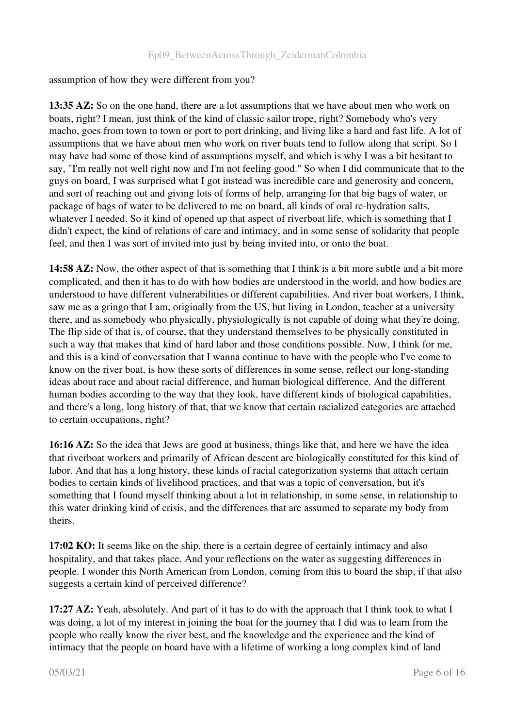assumption of how they were different from you?

**13:35 AZ:** So on the one hand, there are a lot assumptions that we have about men who work on boats, right? I mean, just think of the kind of classic sailor trope, right? Somebody who's very macho, goes from town to town or port to port drinking, and living like a hard and fast life. A lot of assumptions that we have about men who work on river boats tend to follow along that script. So I may have had some of those kind of assumptions myself, and which is why I was a bit hesitant to say, "I'm really not well right now and I'm not feeling good." So when I did communicate that to the guys on board, I was surprised what I got instead was incredible care and generosity and concern, and sort of reaching out and giving lots of forms of help, arranging for that big bags of water, or package of bags of water to be delivered to me on board, all kinds of oral re-hydration salts, whatever I needed. So it kind of opened up that aspect of riverboat life, which is something that I didn't expect, the kind of relations of care and intimacy, and in some sense of solidarity that people feel, and then I was sort of invited into just by being invited into, or onto the boat.

**14:58 AZ:** Now, the other aspect of that is something that I think is a bit more subtle and a bit more complicated, and then it has to do with how bodies are understood in the world, and how bodies are understood to have different vulnerabilities or different capabilities. And river boat workers, I think, saw me as a gringo that I am, originally from the US, but living in London, teacher at a university there, and as somebody who physically, physiologically is not capable of doing what they're doing. The flip side of that is, of course, that they understand themselves to be physically constituted in such a way that makes that kind of hard labor and those conditions possible. Now, I think for me, and this is a kind of conversation that I wanna continue to have with the people who I've come to know on the river boat, is how these sorts of differences in some sense, reflect our long-standing ideas about race and about racial difference, and human biological difference. And the different human bodies according to the way that they look, have different kinds of biological capabilities, and there's a long, long history of that, that we know that certain racialized categories are attached to certain occupations, right?

**16:16 AZ:** So the idea that Jews are good at business, things like that, and here we have the idea that riverboat workers and primarily of African descent are biologically constituted for this kind of labor. And that has a long history, these kinds of racial categorization systems that attach certain bodies to certain kinds of livelihood practices, and that was a topic of conversation, but it's something that I found myself thinking about a lot in relationship, in some sense, in relationship to this water drinking kind of crisis, and the differences that are assumed to separate my body from theirs.

**17:02 KO:** It seems like on the ship, there is a certain degree of certainly intimacy and also hospitality, and that takes place. And your reflections on the water as suggesting differences in people. I wonder this North American from London, coming from this to board the ship, if that also suggests a certain kind of perceived difference?

**17:27 AZ:** Yeah, absolutely. And part of it has to do with the approach that I think took to what I was doing, a lot of my interest in joining the boat for the journey that I did was to learn from the people who really know the river best, and the knowledge and the experience and the kind of intimacy that the people on board have with a lifetime of working a long complex kind of land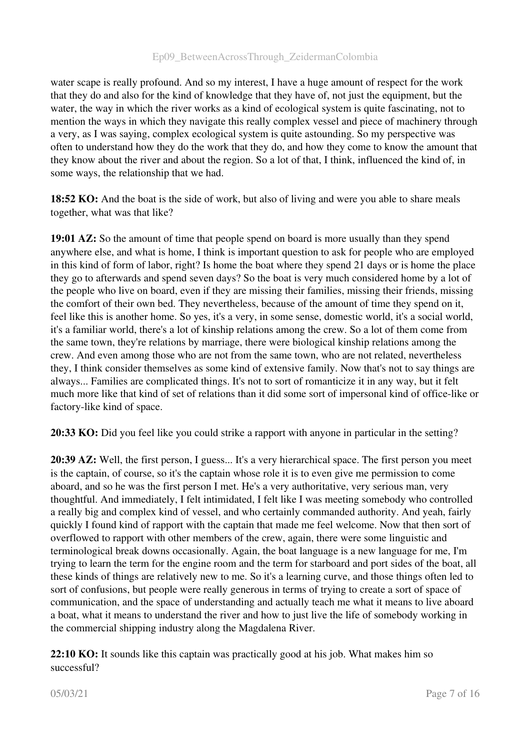water scape is really profound. And so my interest, I have a huge amount of respect for the work that they do and also for the kind of knowledge that they have of, not just the equipment, but the water, the way in which the river works as a kind of ecological system is quite fascinating, not to mention the ways in which they navigate this really complex vessel and piece of machinery through a very, as I was saying, complex ecological system is quite astounding. So my perspective was often to understand how they do the work that they do, and how they come to know the amount that they know about the river and about the region. So a lot of that, I think, influenced the kind of, in some ways, the relationship that we had.

**18:52 KO:** And the boat is the side of work, but also of living and were you able to share meals together, what was that like?

**19:01 AZ:** So the amount of time that people spend on board is more usually than they spend anywhere else, and what is home, I think is important question to ask for people who are employed in this kind of form of labor, right? Is home the boat where they spend 21 days or is home the place they go to afterwards and spend seven days? So the boat is very much considered home by a lot of the people who live on board, even if they are missing their families, missing their friends, missing the comfort of their own bed. They nevertheless, because of the amount of time they spend on it, feel like this is another home. So yes, it's a very, in some sense, domestic world, it's a social world, it's a familiar world, there's a lot of kinship relations among the crew. So a lot of them come from the same town, they're relations by marriage, there were biological kinship relations among the crew. And even among those who are not from the same town, who are not related, nevertheless they, I think consider themselves as some kind of extensive family. Now that's not to say things are always... Families are complicated things. It's not to sort of romanticize it in any way, but it felt much more like that kind of set of relations than it did some sort of impersonal kind of office-like or factory-like kind of space.

**20:33 KO:** Did you feel like you could strike a rapport with anyone in particular in the setting?

**20:39 AZ:** Well, the first person, I guess... It's a very hierarchical space. The first person you meet is the captain, of course, so it's the captain whose role it is to even give me permission to come aboard, and so he was the first person I met. He's a very authoritative, very serious man, very thoughtful. And immediately, I felt intimidated, I felt like I was meeting somebody who controlled a really big and complex kind of vessel, and who certainly commanded authority. And yeah, fairly quickly I found kind of rapport with the captain that made me feel welcome. Now that then sort of overflowed to rapport with other members of the crew, again, there were some linguistic and terminological break downs occasionally. Again, the boat language is a new language for me, I'm trying to learn the term for the engine room and the term for starboard and port sides of the boat, all these kinds of things are relatively new to me. So it's a learning curve, and those things often led to sort of confusions, but people were really generous in terms of trying to create a sort of space of communication, and the space of understanding and actually teach me what it means to live aboard a boat, what it means to understand the river and how to just live the life of somebody working in the commercial shipping industry along the Magdalena River.

**22:10 KO:** It sounds like this captain was practically good at his job. What makes him so successful?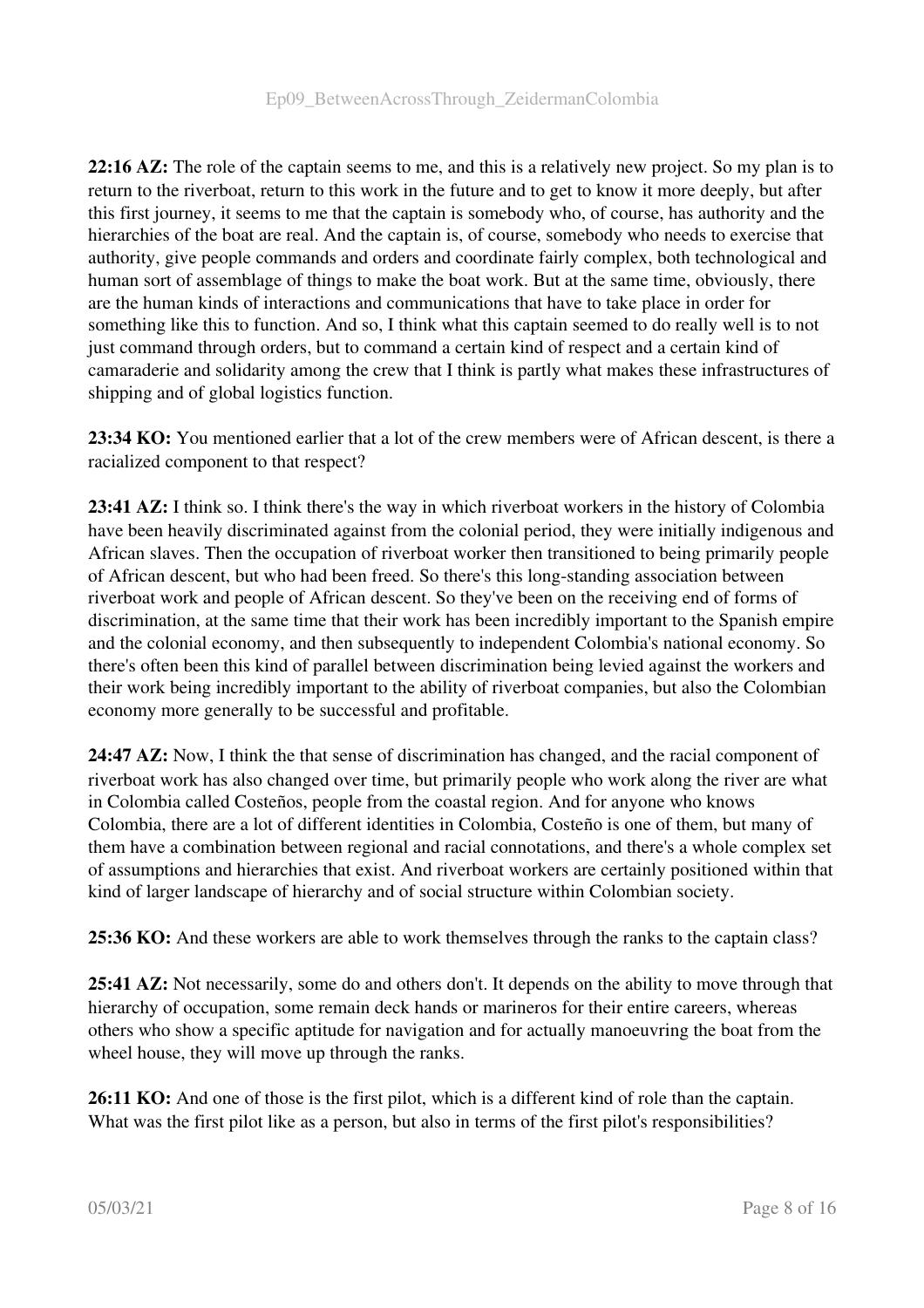**22:16 AZ:** The role of the captain seems to me, and this is a relatively new project. So my plan is to return to the riverboat, return to this work in the future and to get to know it more deeply, but after this first journey, it seems to me that the captain is somebody who, of course, has authority and the hierarchies of the boat are real. And the captain is, of course, somebody who needs to exercise that authority, give people commands and orders and coordinate fairly complex, both technological and human sort of assemblage of things to make the boat work. But at the same time, obviously, there are the human kinds of interactions and communications that have to take place in order for something like this to function. And so, I think what this captain seemed to do really well is to not just command through orders, but to command a certain kind of respect and a certain kind of camaraderie and solidarity among the crew that I think is partly what makes these infrastructures of shipping and of global logistics function.

**23:34 KO:** You mentioned earlier that a lot of the crew members were of African descent, is there a racialized component to that respect?

**23:41 AZ:** I think so. I think there's the way in which riverboat workers in the history of Colombia have been heavily discriminated against from the colonial period, they were initially indigenous and African slaves. Then the occupation of riverboat worker then transitioned to being primarily people of African descent, but who had been freed. So there's this long-standing association between riverboat work and people of African descent. So they've been on the receiving end of forms of discrimination, at the same time that their work has been incredibly important to the Spanish empire and the colonial economy, and then subsequently to independent Colombia's national economy. So there's often been this kind of parallel between discrimination being levied against the workers and their work being incredibly important to the ability of riverboat companies, but also the Colombian economy more generally to be successful and profitable.

**24:47 AZ:** Now, I think the that sense of discrimination has changed, and the racial component of riverboat work has also changed over time, but primarily people who work along the river are what in Colombia called Costeños, people from the coastal region. And for anyone who knows Colombia, there are a lot of different identities in Colombia, Costeño is one of them, but many of them have a combination between regional and racial connotations, and there's a whole complex set of assumptions and hierarchies that exist. And riverboat workers are certainly positioned within that kind of larger landscape of hierarchy and of social structure within Colombian society.

**25:36 KO:** And these workers are able to work themselves through the ranks to the captain class?

**25:41 AZ:** Not necessarily, some do and others don't. It depends on the ability to move through that hierarchy of occupation, some remain deck hands or marineros for their entire careers, whereas others who show a specific aptitude for navigation and for actually manoeuvring the boat from the wheel house, they will move up through the ranks.

**26:11 KO:** And one of those is the first pilot, which is a different kind of role than the captain. What was the first pilot like as a person, but also in terms of the first pilot's responsibilities?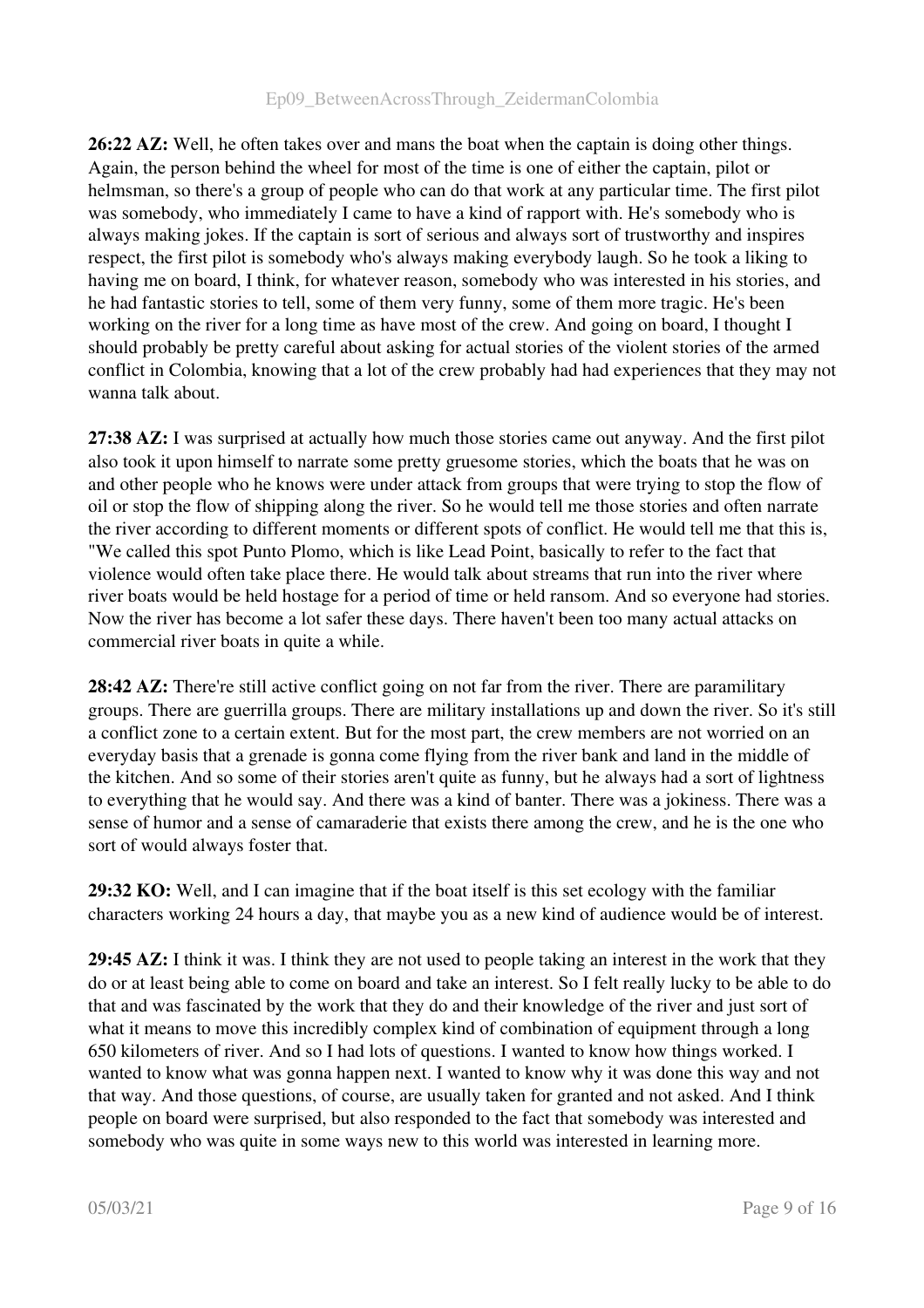**26:22 AZ:** Well, he often takes over and mans the boat when the captain is doing other things. Again, the person behind the wheel for most of the time is one of either the captain, pilot or helmsman, so there's a group of people who can do that work at any particular time. The first pilot was somebody, who immediately I came to have a kind of rapport with. He's somebody who is always making jokes. If the captain is sort of serious and always sort of trustworthy and inspires respect, the first pilot is somebody who's always making everybody laugh. So he took a liking to having me on board, I think, for whatever reason, somebody who was interested in his stories, and he had fantastic stories to tell, some of them very funny, some of them more tragic. He's been working on the river for a long time as have most of the crew. And going on board, I thought I should probably be pretty careful about asking for actual stories of the violent stories of the armed conflict in Colombia, knowing that a lot of the crew probably had had experiences that they may not wanna talk about.

**27:38 AZ:** I was surprised at actually how much those stories came out anyway. And the first pilot also took it upon himself to narrate some pretty gruesome stories, which the boats that he was on and other people who he knows were under attack from groups that were trying to stop the flow of oil or stop the flow of shipping along the river. So he would tell me those stories and often narrate the river according to different moments or different spots of conflict. He would tell me that this is, "We called this spot Punto Plomo, which is like Lead Point, basically to refer to the fact that violence would often take place there. He would talk about streams that run into the river where river boats would be held hostage for a period of time or held ransom. And so everyone had stories. Now the river has become a lot safer these days. There haven't been too many actual attacks on commercial river boats in quite a while.

**28:42 AZ:** There're still active conflict going on not far from the river. There are paramilitary groups. There are guerrilla groups. There are military installations up and down the river. So it's still a conflict zone to a certain extent. But for the most part, the crew members are not worried on an everyday basis that a grenade is gonna come flying from the river bank and land in the middle of the kitchen. And so some of their stories aren't quite as funny, but he always had a sort of lightness to everything that he would say. And there was a kind of banter. There was a jokiness. There was a sense of humor and a sense of camaraderie that exists there among the crew, and he is the one who sort of would always foster that.

**29:32 KO:** Well, and I can imagine that if the boat itself is this set ecology with the familiar characters working 24 hours a day, that maybe you as a new kind of audience would be of interest.

**29:45 AZ:** I think it was. I think they are not used to people taking an interest in the work that they do or at least being able to come on board and take an interest. So I felt really lucky to be able to do that and was fascinated by the work that they do and their knowledge of the river and just sort of what it means to move this incredibly complex kind of combination of equipment through a long 650 kilometers of river. And so I had lots of questions. I wanted to know how things worked. I wanted to know what was gonna happen next. I wanted to know why it was done this way and not that way. And those questions, of course, are usually taken for granted and not asked. And I think people on board were surprised, but also responded to the fact that somebody was interested and somebody who was quite in some ways new to this world was interested in learning more.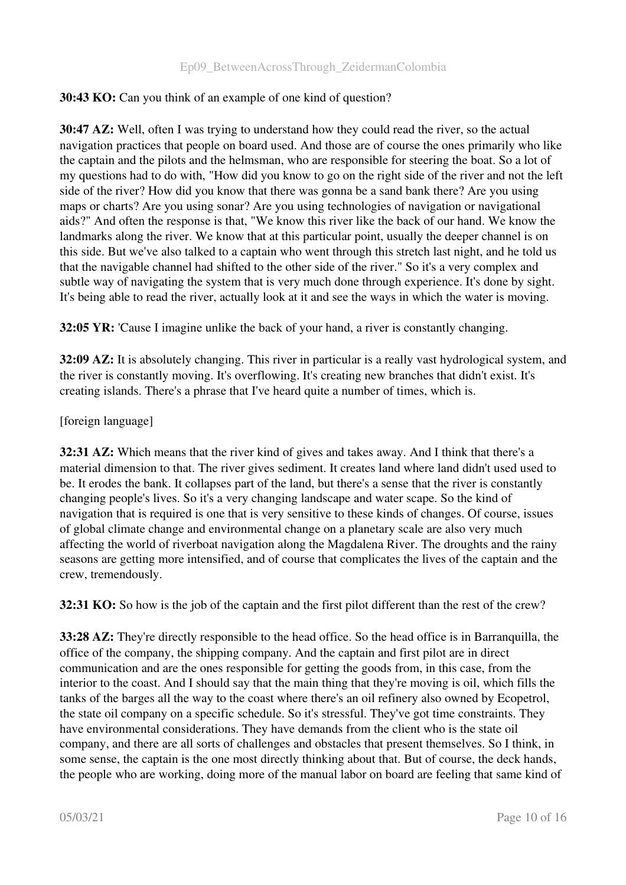**30:43 KO:** Can you think of an example of one kind of question?

**30:47 AZ:** Well, often I was trying to understand how they could read the river, so the actual navigation practices that people on board used. And those are of course the ones primarily who like the captain and the pilots and the helmsman, who are responsible for steering the boat. So a lot of my questions had to do with, "How did you know to go on the right side of the river and not the left side of the river? How did you know that there was gonna be a sand bank there? Are you using maps or charts? Are you using sonar? Are you using technologies of navigation or navigational aids?" And often the response is that, "We know this river like the back of our hand. We know the landmarks along the river. We know that at this particular point, usually the deeper channel is on this side. But we've also talked to a captain who went through this stretch last night, and he told us that the navigable channel had shifted to the other side of the river." So it's a very complex and subtle way of navigating the system that is very much done through experience. It's done by sight. It's being able to read the river, actually look at it and see the ways in which the water is moving.

**32:05 YR:** 'Cause I imagine unlike the back of your hand, a river is constantly changing.

**32:09 AZ:** It is absolutely changing. This river in particular is a really vast hydrological system, and the river is constantly moving. It's overflowing. It's creating new branches that didn't exist. It's creating islands. There's a phrase that I've heard quite a number of times, which is.

[foreign language]

**32:31 AZ:** Which means that the river kind of gives and takes away. And I think that there's a material dimension to that. The river gives sediment. It creates land where land didn't used used to be. It erodes the bank. It collapses part of the land, but there's a sense that the river is constantly changing people's lives. So it's a very changing landscape and water scape. So the kind of navigation that is required is one that is very sensitive to these kinds of changes. Of course, issues of global climate change and environmental change on a planetary scale are also very much affecting the world of riverboat navigation along the Magdalena River. The droughts and the rainy seasons are getting more intensified, and of course that complicates the lives of the captain and the crew, tremendously.

**32:31 KO:** So how is the job of the captain and the first pilot different than the rest of the crew?

**33:28 AZ:** They're directly responsible to the head office. So the head office is in Barranquilla, the office of the company, the shipping company. And the captain and first pilot are in direct communication and are the ones responsible for getting the goods from, in this case, from the interior to the coast. And I should say that the main thing that they're moving is oil, which fills the tanks of the barges all the way to the coast where there's an oil refinery also owned by Ecopetrol, the state oil company on a specific schedule. So it's stressful. They've got time constraints. They have environmental considerations. They have demands from the client who is the state oil company, and there are all sorts of challenges and obstacles that present themselves. So I think, in some sense, the captain is the one most directly thinking about that. But of course, the deck hands, the people who are working, doing more of the manual labor on board are feeling that same kind of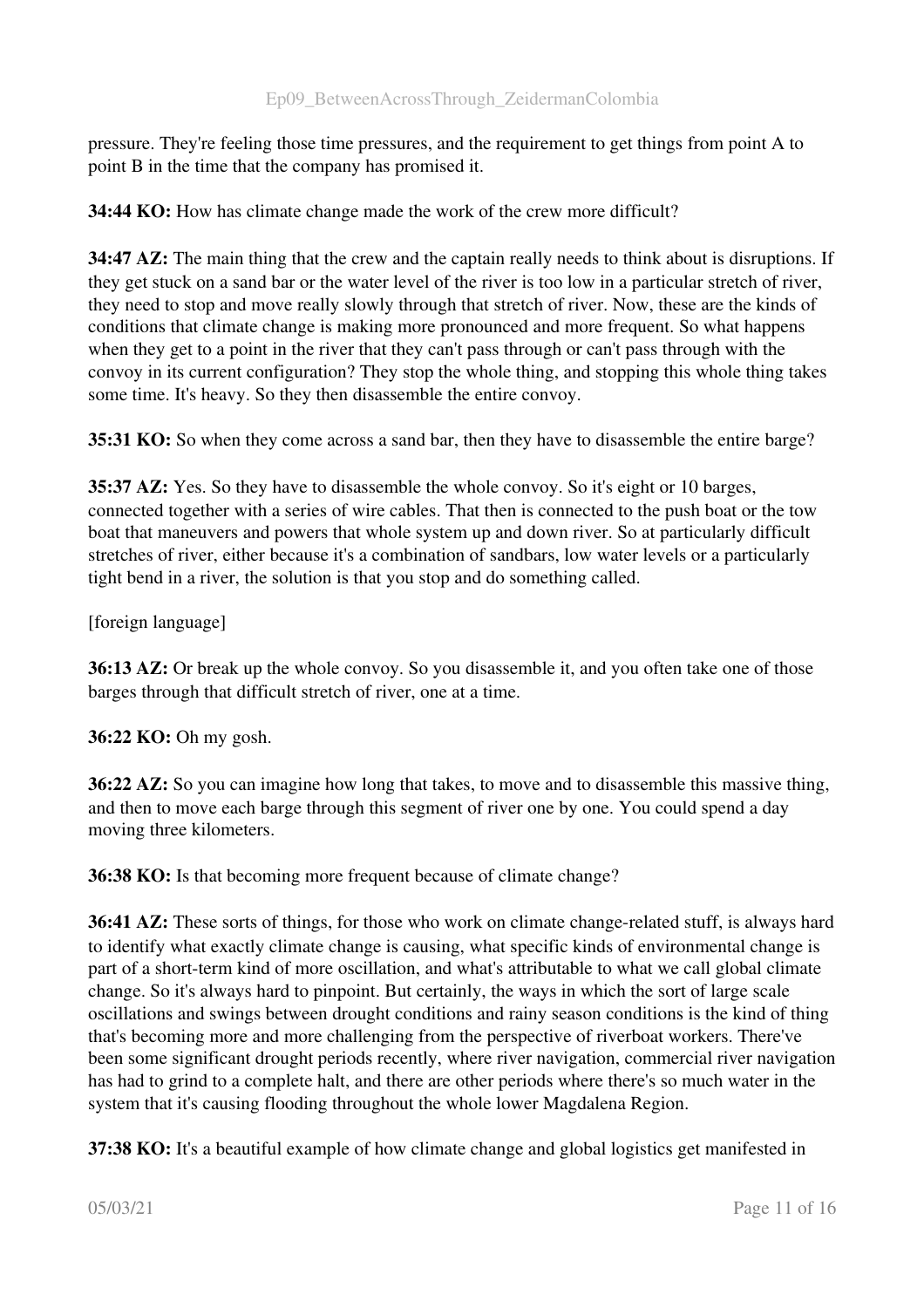pressure. They're feeling those time pressures, and the requirement to get things from point A to point B in the time that the company has promised it.

**34:44 KO:** How has climate change made the work of the crew more difficult?

**34:47 AZ:** The main thing that the crew and the captain really needs to think about is disruptions. If they get stuck on a sand bar or the water level of the river is too low in a particular stretch of river, they need to stop and move really slowly through that stretch of river. Now, these are the kinds of conditions that climate change is making more pronounced and more frequent. So what happens when they get to a point in the river that they can't pass through or can't pass through with the convoy in its current configuration? They stop the whole thing, and stopping this whole thing takes some time. It's heavy. So they then disassemble the entire convoy.

**35:31 KO:** So when they come across a sand bar, then they have to disassemble the entire barge?

**35:37 AZ:** Yes. So they have to disassemble the whole convoy. So it's eight or 10 barges, connected together with a series of wire cables. That then is connected to the push boat or the tow boat that maneuvers and powers that whole system up and down river. So at particularly difficult stretches of river, either because it's a combination of sandbars, low water levels or a particularly tight bend in a river, the solution is that you stop and do something called.

[foreign language]

**36:13 AZ:** Or break up the whole convoy. So you disassemble it, and you often take one of those barges through that difficult stretch of river, one at a time.

**36:22 KO:** Oh my gosh.

**36:22 AZ:** So you can imagine how long that takes, to move and to disassemble this massive thing, and then to move each barge through this segment of river one by one. You could spend a day moving three kilometers.

**36:38 KO:** Is that becoming more frequent because of climate change?

**36:41 AZ:** These sorts of things, for those who work on climate change-related stuff, is always hard to identify what exactly climate change is causing, what specific kinds of environmental change is part of a short-term kind of more oscillation, and what's attributable to what we call global climate change. So it's always hard to pinpoint. But certainly, the ways in which the sort of large scale oscillations and swings between drought conditions and rainy season conditions is the kind of thing that's becoming more and more challenging from the perspective of riverboat workers. There've been some significant drought periods recently, where river navigation, commercial river navigation has had to grind to a complete halt, and there are other periods where there's so much water in the system that it's causing flooding throughout the whole lower Magdalena Region.

**37:38 KO:** It's a beautiful example of how climate change and global logistics get manifested in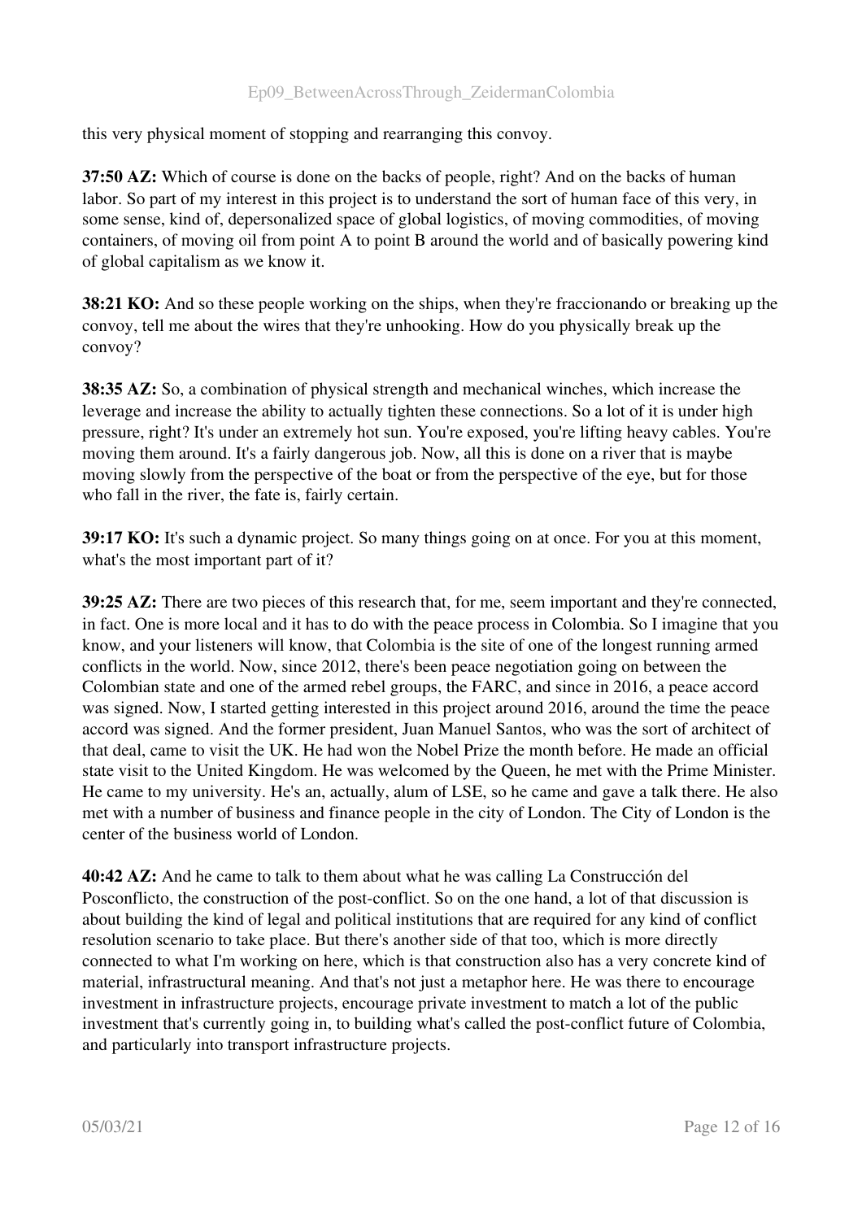this very physical moment of stopping and rearranging this convoy.

**37:50 AZ:** Which of course is done on the backs of people, right? And on the backs of human labor. So part of my interest in this project is to understand the sort of human face of this very, in some sense, kind of, depersonalized space of global logistics, of moving commodities, of moving containers, of moving oil from point A to point B around the world and of basically powering kind of global capitalism as we know it.

**38:21 KO:** And so these people working on the ships, when they're fraccionando or breaking up the convoy, tell me about the wires that they're unhooking. How do you physically break up the convoy?

**38:35 AZ:** So, a combination of physical strength and mechanical winches, which increase the leverage and increase the ability to actually tighten these connections. So a lot of it is under high pressure, right? It's under an extremely hot sun. You're exposed, you're lifting heavy cables. You're moving them around. It's a fairly dangerous job. Now, all this is done on a river that is maybe moving slowly from the perspective of the boat or from the perspective of the eye, but for those who fall in the river, the fate is, fairly certain.

**39:17 KO:** It's such a dynamic project. So many things going on at once. For you at this moment, what's the most important part of it?

**39:25 AZ:** There are two pieces of this research that, for me, seem important and they're connected, in fact. One is more local and it has to do with the peace process in Colombia. So I imagine that you know, and your listeners will know, that Colombia is the site of one of the longest running armed conflicts in the world. Now, since 2012, there's been peace negotiation going on between the Colombian state and one of the armed rebel groups, the FARC, and since in 2016, a peace accord was signed. Now, I started getting interested in this project around 2016, around the time the peace accord was signed. And the former president, Juan Manuel Santos, who was the sort of architect of that deal, came to visit the UK. He had won the Nobel Prize the month before. He made an official state visit to the United Kingdom. He was welcomed by the Queen, he met with the Prime Minister. He came to my university. He's an, actually, alum of LSE, so he came and gave a talk there. He also met with a number of business and finance people in the city of London. The City of London is the center of the business world of London.

**40:42 AZ:** And he came to talk to them about what he was calling La Construcción del Posconflicto, the construction of the post-conflict. So on the one hand, a lot of that discussion is about building the kind of legal and political institutions that are required for any kind of conflict resolution scenario to take place. But there's another side of that too, which is more directly connected to what I'm working on here, which is that construction also has a very concrete kind of material, infrastructural meaning. And that's not just a metaphor here. He was there to encourage investment in infrastructure projects, encourage private investment to match a lot of the public investment that's currently going in, to building what's called the post-conflict future of Colombia, and particularly into transport infrastructure projects.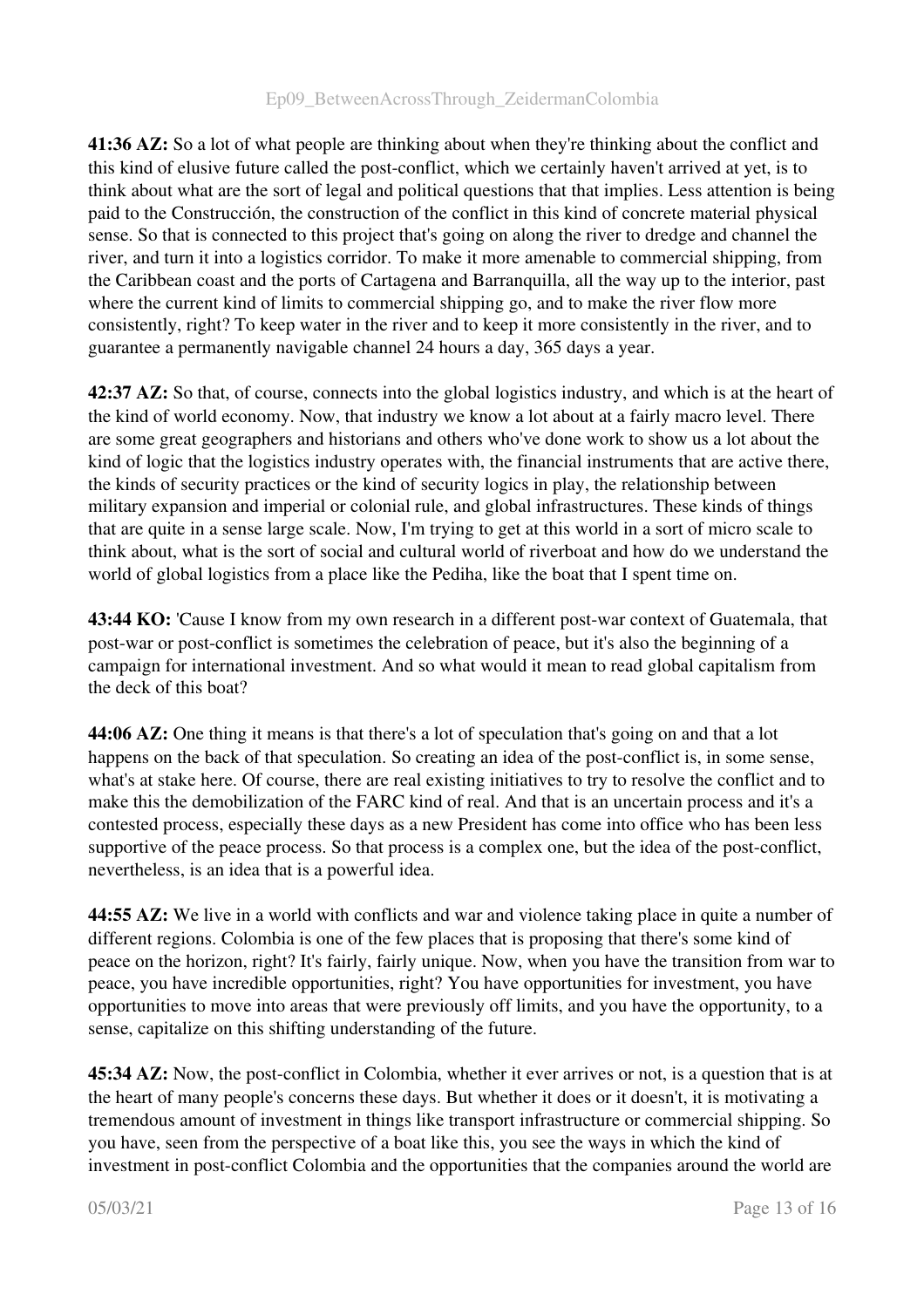**41:36 AZ:** So a lot of what people are thinking about when they're thinking about the conflict and this kind of elusive future called the post-conflict, which we certainly haven't arrived at yet, is to think about what are the sort of legal and political questions that that implies. Less attention is being paid to the Construcción, the construction of the conflict in this kind of concrete material physical sense. So that is connected to this project that's going on along the river to dredge and channel the river, and turn it into a logistics corridor. To make it more amenable to commercial shipping, from the Caribbean coast and the ports of Cartagena and Barranquilla, all the way up to the interior, past where the current kind of limits to commercial shipping go, and to make the river flow more consistently, right? To keep water in the river and to keep it more consistently in the river, and to guarantee a permanently navigable channel 24 hours a day, 365 days a year.

**42:37 AZ:** So that, of course, connects into the global logistics industry, and which is at the heart of the kind of world economy. Now, that industry we know a lot about at a fairly macro level. There are some great geographers and historians and others who've done work to show us a lot about the kind of logic that the logistics industry operates with, the financial instruments that are active there, the kinds of security practices or the kind of security logics in play, the relationship between military expansion and imperial or colonial rule, and global infrastructures. These kinds of things that are quite in a sense large scale. Now, I'm trying to get at this world in a sort of micro scale to think about, what is the sort of social and cultural world of riverboat and how do we understand the world of global logistics from a place like the Pediha, like the boat that I spent time on.

**43:44 KO:** 'Cause I know from my own research in a different post-war context of Guatemala, that post-war or post-conflict is sometimes the celebration of peace, but it's also the beginning of a campaign for international investment. And so what would it mean to read global capitalism from the deck of this boat?

**44:06 AZ:** One thing it means is that there's a lot of speculation that's going on and that a lot happens on the back of that speculation. So creating an idea of the post-conflict is, in some sense, what's at stake here. Of course, there are real existing initiatives to try to resolve the conflict and to make this the demobilization of the FARC kind of real. And that is an uncertain process and it's a contested process, especially these days as a new President has come into office who has been less supportive of the peace process. So that process is a complex one, but the idea of the post-conflict, nevertheless, is an idea that is a powerful idea.

**44:55 AZ:** We live in a world with conflicts and war and violence taking place in quite a number of different regions. Colombia is one of the few places that is proposing that there's some kind of peace on the horizon, right? It's fairly, fairly unique. Now, when you have the transition from war to peace, you have incredible opportunities, right? You have opportunities for investment, you have opportunities to move into areas that were previously off limits, and you have the opportunity, to a sense, capitalize on this shifting understanding of the future.

**45:34 AZ:** Now, the post-conflict in Colombia, whether it ever arrives or not, is a question that is at the heart of many people's concerns these days. But whether it does or it doesn't, it is motivating a tremendous amount of investment in things like transport infrastructure or commercial shipping. So you have, seen from the perspective of a boat like this, you see the ways in which the kind of investment in post-conflict Colombia and the opportunities that the companies around the world are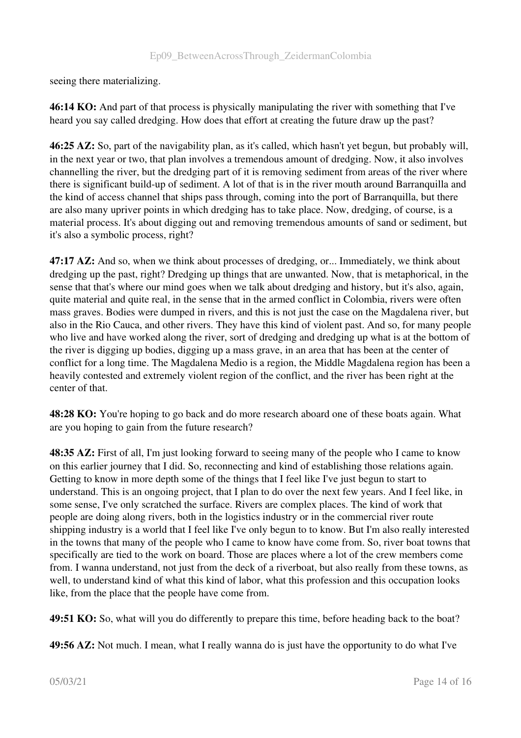seeing there materializing.

**46:14 KO:** And part of that process is physically manipulating the river with something that I've heard you say called dredging. How does that effort at creating the future draw up the past?

**46:25 AZ:** So, part of the navigability plan, as it's called, which hasn't yet begun, but probably will, in the next year or two, that plan involves a tremendous amount of dredging. Now, it also involves channelling the river, but the dredging part of it is removing sediment from areas of the river where there is significant build-up of sediment. A lot of that is in the river mouth around Barranquilla and the kind of access channel that ships pass through, coming into the port of Barranquilla, but there are also many upriver points in which dredging has to take place. Now, dredging, of course, is a material process. It's about digging out and removing tremendous amounts of sand or sediment, but it's also a symbolic process, right?

**47:17 AZ:** And so, when we think about processes of dredging, or... Immediately, we think about dredging up the past, right? Dredging up things that are unwanted. Now, that is metaphorical, in the sense that that's where our mind goes when we talk about dredging and history, but it's also, again, quite material and quite real, in the sense that in the armed conflict in Colombia, rivers were often mass graves. Bodies were dumped in rivers, and this is not just the case on the Magdalena river, but also in the Rio Cauca, and other rivers. They have this kind of violent past. And so, for many people who live and have worked along the river, sort of dredging and dredging up what is at the bottom of the river is digging up bodies, digging up a mass grave, in an area that has been at the center of conflict for a long time. The Magdalena Medio is a region, the Middle Magdalena region has been a heavily contested and extremely violent region of the conflict, and the river has been right at the center of that.

**48:28 KO:** You're hoping to go back and do more research aboard one of these boats again. What are you hoping to gain from the future research?

**48:35 AZ:** First of all, I'm just looking forward to seeing many of the people who I came to know on this earlier journey that I did. So, reconnecting and kind of establishing those relations again. Getting to know in more depth some of the things that I feel like I've just begun to start to understand. This is an ongoing project, that I plan to do over the next few years. And I feel like, in some sense, I've only scratched the surface. Rivers are complex places. The kind of work that people are doing along rivers, both in the logistics industry or in the commercial river route shipping industry is a world that I feel like I've only begun to to know. But I'm also really interested in the towns that many of the people who I came to know have come from. So, river boat towns that specifically are tied to the work on board. Those are places where a lot of the crew members come from. I wanna understand, not just from the deck of a riverboat, but also really from these towns, as well, to understand kind of what this kind of labor, what this profession and this occupation looks like, from the place that the people have come from.

**49:51 KO:** So, what will you do differently to prepare this time, before heading back to the boat?

**49:56 AZ:** Not much. I mean, what I really wanna do is just have the opportunity to do what I've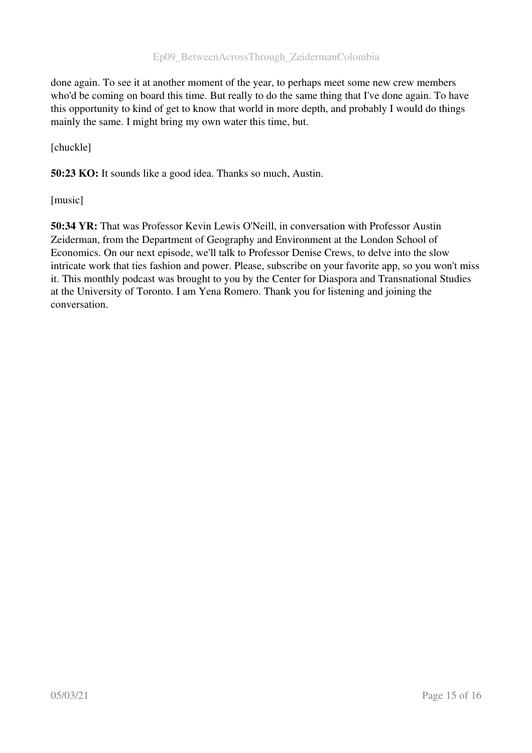done again. To see it at another moment of the year, to perhaps meet some new crew members who'd be coming on board this time. But really to do the same thing that I've done again. To have this opportunity to kind of get to know that world in more depth, and probably I would do things mainly the same. I might bring my own water this time, but.

[chuckle]

**50:23 KO:** It sounds like a good idea. Thanks so much, Austin.

[music]

**50:34 YR:** That was Professor Kevin Lewis O'Neill, in conversation with Professor Austin Zeiderman, from the Department of Geography and Environment at the London School of Economics. On our next episode, we'll talk to Professor Denise Crews, to delve into the slow intricate work that ties fashion and power. Please, subscribe on your favorite app, so you won't miss it. This monthly podcast was brought to you by the Center for Diaspora and Transnational Studies at the University of Toronto. I am Yena Romero. Thank you for listening and joining the conversation.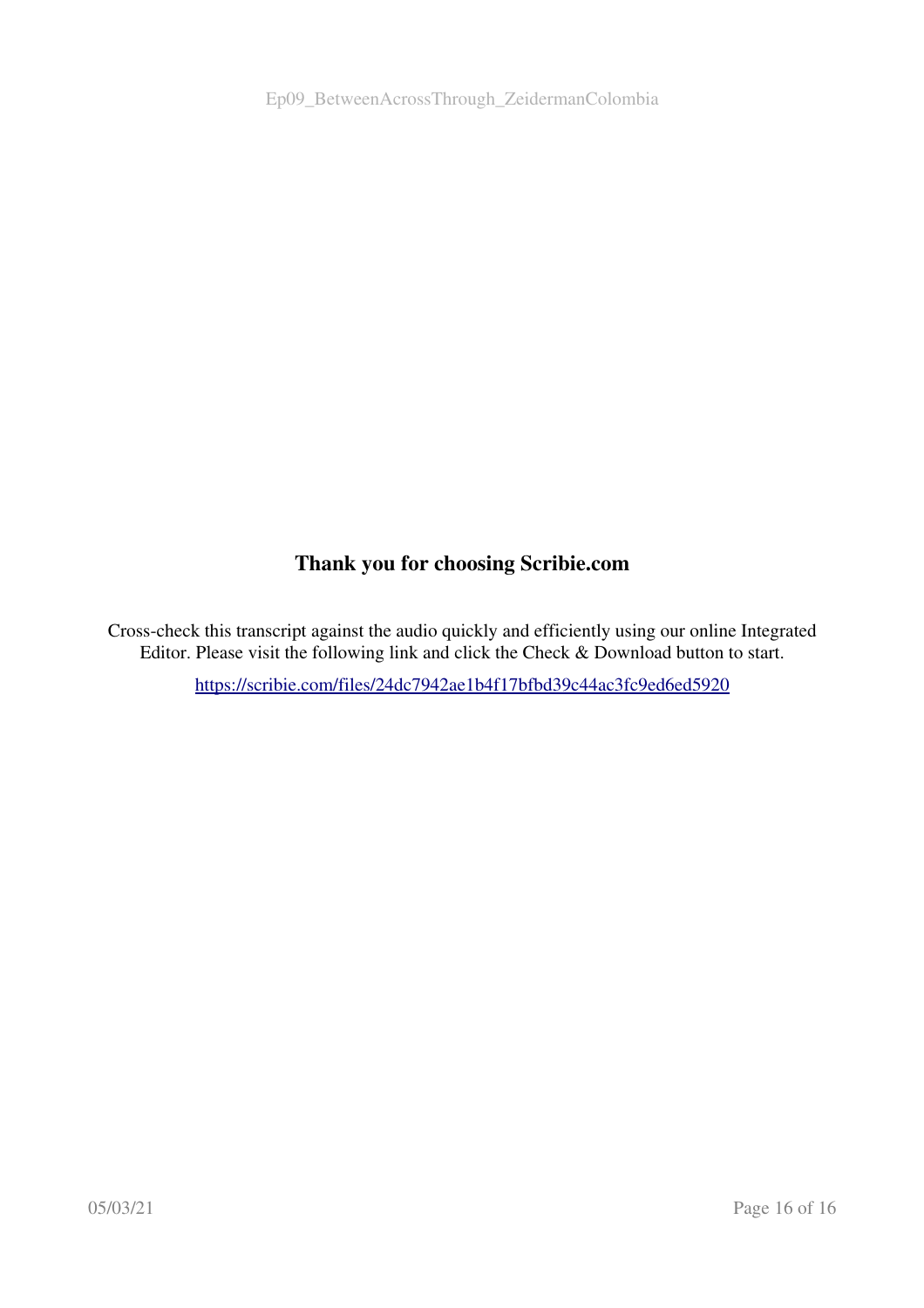**Thank you for choosing Scribie.com**

Cross-check this transcript against the audio quickly and efficiently using our online Integrated Editor. Please visit the following link and click the Check & Download button to start.

https://scribie.com/files/24dc7942ae1b4f17bfbd39c44ac3fc9ed6ed5920